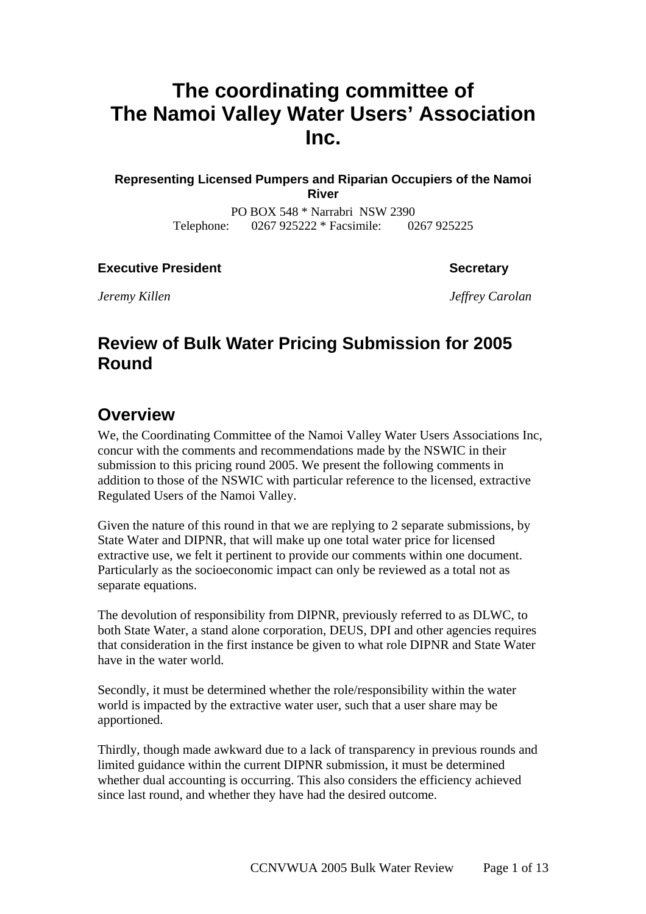# The coordinating committee of The Namoi Valley Water Users' Association Inc.

**Representing Licensed Pumpers and Riparian Occupiers of the Namoi River**

PO BOX 548 * Narrabri NSW 2390
Telephone: 0267 925222 * Facsimile: 0267 925225

| **Executive President** | **Secretary** |
|---|---|
| *Jeremy Killen* | *Jeffrey Carolan* |

## Review of Bulk Water Pricing Submission for 2005 Round

## Overview

We, the Coordinating Committee of the Namoi Valley Water Users Associations Inc, concur with the comments and recommendations made by the NSWIC in their submission to this pricing round 2005. We present the following comments in addition to those of the NSWIC with particular reference to the licensed, extractive Regulated Users of the Namoi Valley.

Given the nature of this round in that we are replying to 2 separate submissions, by State Water and DIPNR, that will make up one total water price for licensed extractive use, we felt it pertinent to provide our comments within one document. Particularly as the socioeconomic impact can only be reviewed as a total not as separate equations.

The devolution of responsibility from DIPNR, previously referred to as DLWC, to both State Water, a stand alone corporation, DEUS, DPI and other agencies requires that consideration in the first instance be given to what role DIPNR and State Water have in the water world.

Secondly, it must be determined whether the role/responsibility within the water world is impacted by the extractive water user, such that a user share may be apportioned.

Thirdly, though made awkward due to a lack of transparency in previous rounds and limited guidance within the current DIPNR submission, it must be determined whether dual accounting is occurring. This also considers the efficiency achieved since last round, and whether they have had the desired outcome.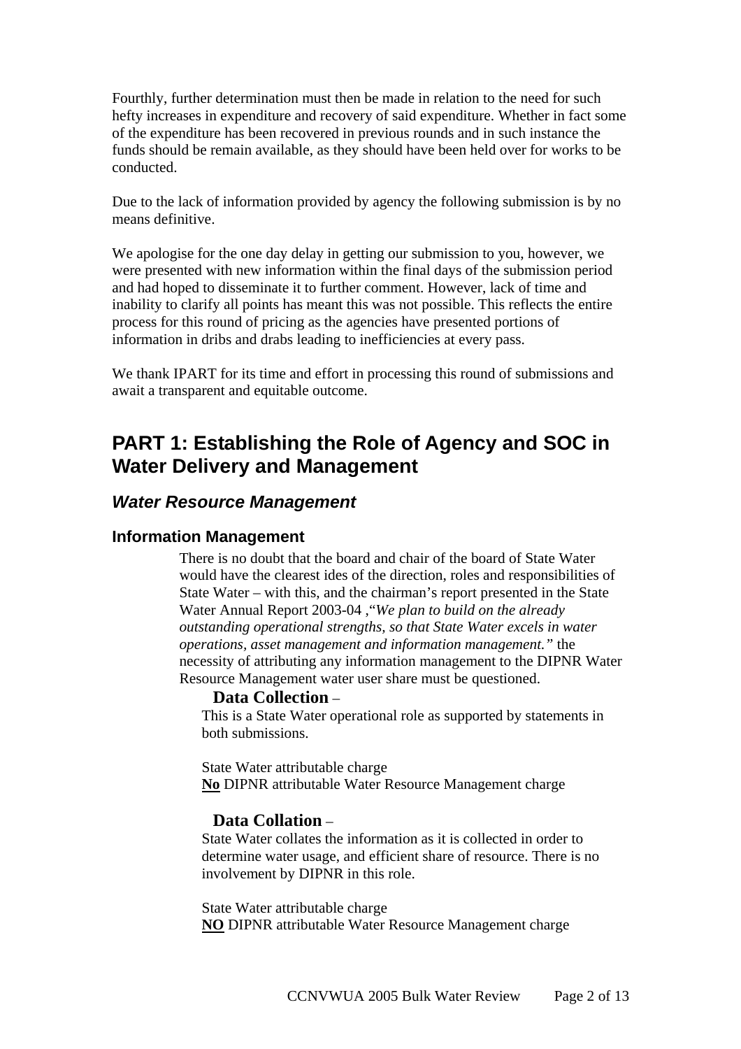Fourthly, further determination must then be made in relation to the need for such hefty increases in expenditure and recovery of said expenditure. Whether in fact some of the expenditure has been recovered in previous rounds and in such instance the funds should be remain available, as they should have been held over for works to be conducted.

Due to the lack of information provided by agency the following submission is by no means definitive.

We apologise for the one day delay in getting our submission to you, however, we were presented with new information within the final days of the submission period and had hoped to disseminate it to further comment. However, lack of time and inability to clarify all points has meant this was not possible. This reflects the entire process for this round of pricing as the agencies have presented portions of information in dribs and drabs leading to inefficiencies at every pass.

We thank IPART for its time and effort in processing this round of submissions and await a transparent and equitable outcome.

# PART 1: Establishing the Role of Agency and SOC in Water Delivery and Management

## *Water Resource Management*

### Information Management

There is no doubt that the board and chair of the board of State Water would have the clearest ides of the direction, roles and responsibilities of State Water – with this, and the chairman's report presented in the State Water Annual Report 2003-04 ,"*We plan to build on the already outstanding operational strengths, so that State Water excels in water operations, asset management and information management.*" the necessity of attributing any information management to the DIPNR Water Resource Management water user share must be questioned.

#### Data Collection –

This is a State Water operational role as supported by statements in both submissions.

State Water attributable charge
**No** DIPNR attributable Water Resource Management charge

#### Data Collation –

State Water collates the information as it is collected in order to determine water usage, and efficient share of resource. There is no involvement by DIPNR in this role.

State Water attributable charge
**NO** DIPNR attributable Water Resource Management charge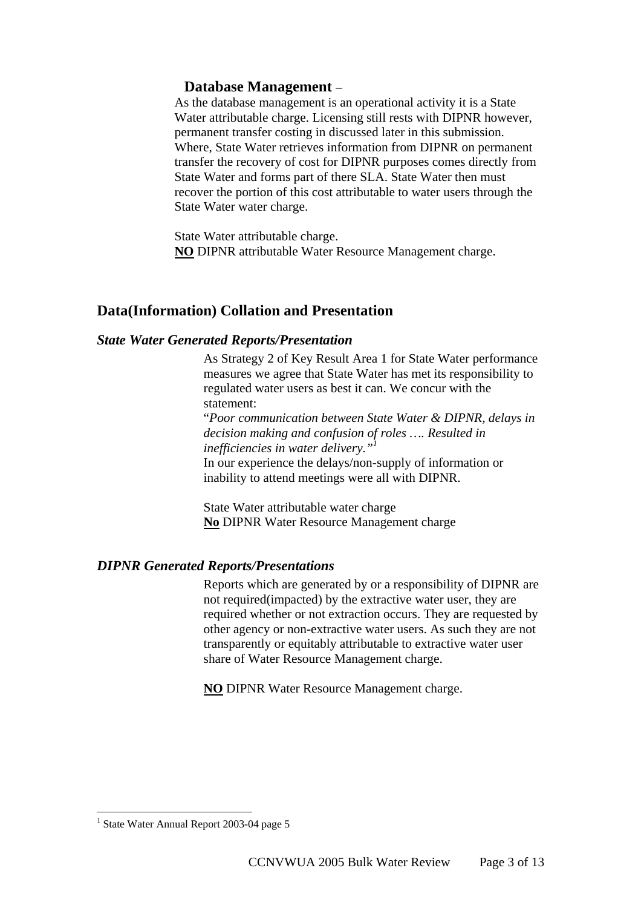### Database Management –

As the database management is an operational activity it is a State Water attributable charge. Licensing still rests with DIPNR however, permanent transfer costing in discussed later in this submission. Where, State Water retrieves information from DIPNR on permanent transfer the recovery of cost for DIPNR purposes comes directly from State Water and forms part of there SLA. State Water then must recover the portion of this cost attributable to water users through the State Water water charge.

State Water attributable charge.
**NO** DIPNR attributable Water Resource Management charge.

## Data(Information) Collation and Presentation

### *State Water Generated Reports/Presentation*

As Strategy 2 of Key Result Area 1 for State Water performance measures we agree that State Water has met its responsibility to regulated water users as best it can. We concur with the statement:

"*Poor communication between State Water & DIPNR, delays in decision making and confusion of roles …. Resulted in inefficiencies in water delivery."*[1]

In our experience the delays/non-supply of information or inability to attend meetings were all with DIPNR.

State Water attributable water charge
**No** DIPNR Water Resource Management charge

### *DIPNR Generated Reports/Presentations*

Reports which are generated by or a responsibility of DIPNR are not required(impacted) by the extractive water user, they are required whether or not extraction occurs. They are requested by other agency or non-extractive water users. As such they are not transparently or equitably attributable to extractive water user share of Water Resource Management charge.

**NO** DIPNR Water Resource Management charge.

---

[1] State Water Annual Report 2003-04 page 5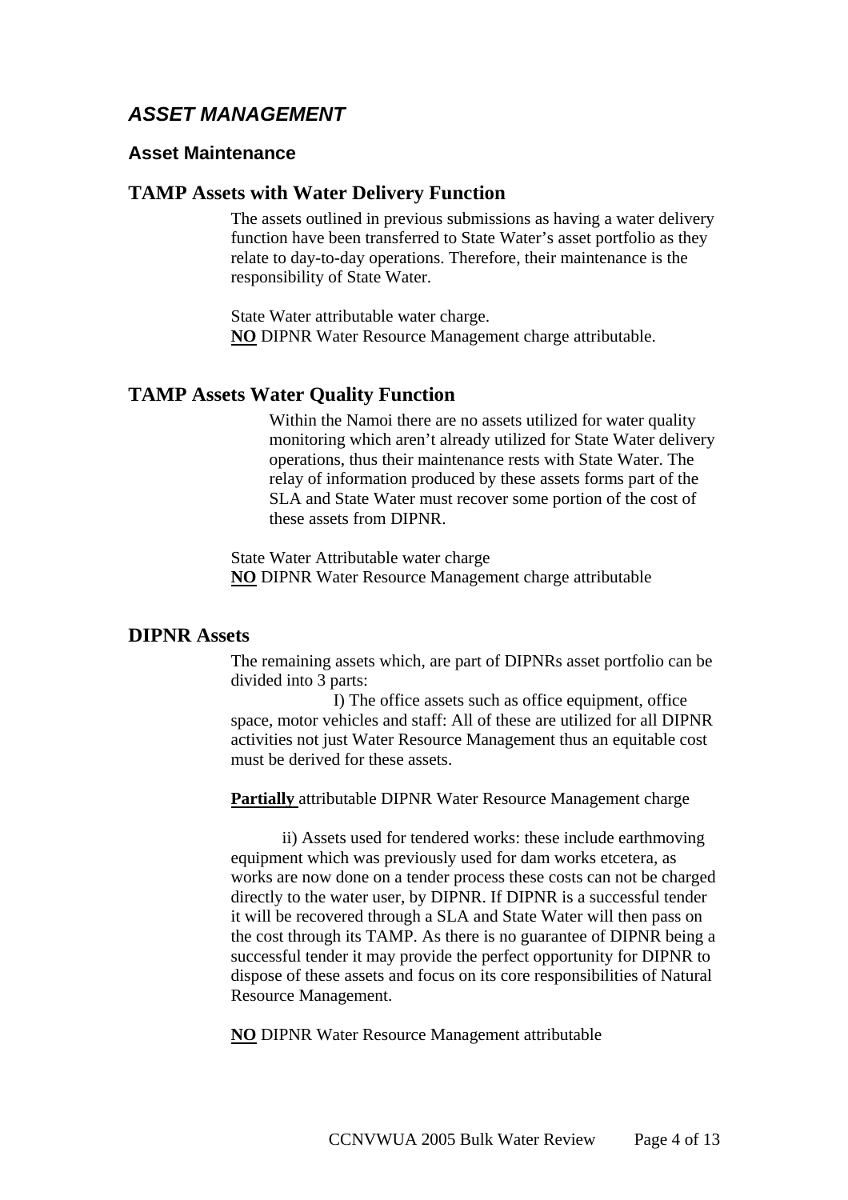## *ASSET MANAGEMENT*

### Asset Maintenance

### TAMP Assets with Water Delivery Function

The assets outlined in previous submissions as having a water delivery function have been transferred to State Water's asset portfolio as they relate to day-to-day operations. Therefore, their maintenance is the responsibility of State Water.

State Water attributable water charge.
**NO** DIPNR Water Resource Management charge attributable.

### TAMP Assets Water Quality Function

Within the Namoi there are no assets utilized for water quality monitoring which aren't already utilized for State Water delivery operations, thus their maintenance rests with State Water. The relay of information produced by these assets forms part of the SLA and State Water must recover some portion of the cost of these assets from DIPNR.

State Water Attributable water charge
**NO** DIPNR Water Resource Management charge attributable

### DIPNR Assets

The remaining assets which, are part of DIPNRs asset portfolio can be divided into 3 parts:

I) The office assets such as office equipment, office space, motor vehicles and staff: All of these are utilized for all DIPNR activities not just Water Resource Management thus an equitable cost must be derived for these assets.

**Partially** attributable DIPNR Water Resource Management charge

ii) Assets used for tendered works: these include earthmoving equipment which was previously used for dam works etcetera, as works are now done on a tender process these costs can not be charged directly to the water user, by DIPNR. If DIPNR is a successful tender it will be recovered through a SLA and State Water will then pass on the cost through its TAMP. As there is no guarantee of DIPNR being a successful tender it may provide the perfect opportunity for DIPNR to dispose of these assets and focus on its core responsibilities of Natural Resource Management.

**NO** DIPNR Water Resource Management attributable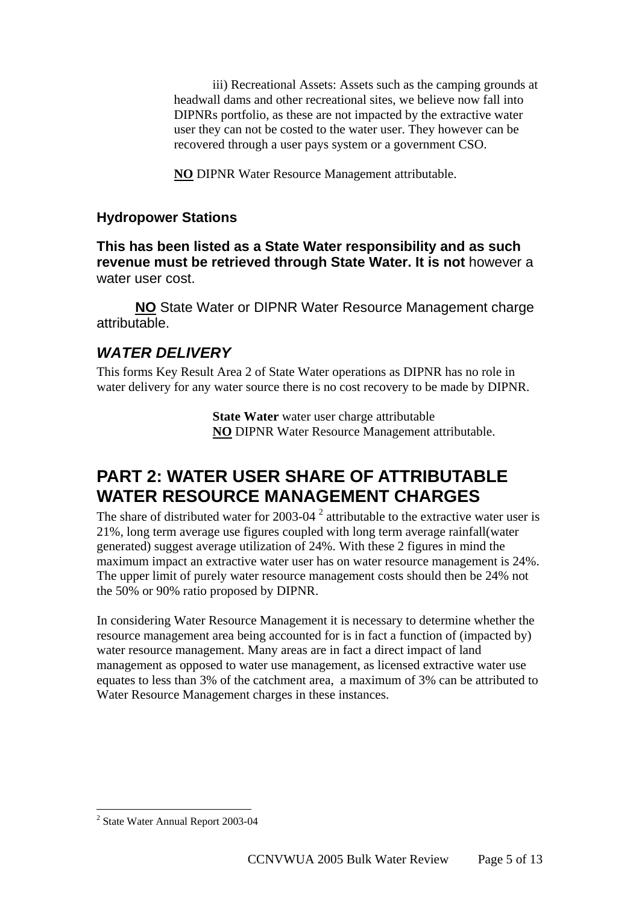iii) Recreational Assets: Assets such as the camping grounds at headwall dams and other recreational sites, we believe now fall into DIPNRs portfolio, as these are not impacted by the extractive water user they can not be costed to the water user. They however can be recovered through a user pays system or a government CSO.

**NO** DIPNR Water Resource Management attributable.

### Hydropower Stations

**This has been listed as a State Water responsibility and as such revenue must be retrieved through State Water. It is not** however a water user cost.

**NO** State Water or DIPNR Water Resource Management charge attributable.

### *WATER DELIVERY*

This forms Key Result Area 2 of State Water operations as DIPNR has no role in water delivery for any water source there is no cost recovery to be made by DIPNR.

**State Water** water user charge attributable
**NO** DIPNR Water Resource Management attributable.

## PART 2: WATER USER SHARE OF ATTRIBUTABLE WATER RESOURCE MANAGEMENT CHARGES

The share of distributed water for 2003-04 [2] attributable to the extractive water user is 21%, long term average use figures coupled with long term average rainfall(water generated) suggest average utilization of 24%. With these 2 figures in mind the maximum impact an extractive water user has on water resource management is 24%. The upper limit of purely water resource management costs should then be 24% not the 50% or 90% ratio proposed by DIPNR.

In considering Water Resource Management it is necessary to determine whether the resource management area being accounted for is in fact a function of (impacted by) water resource management. Many areas are in fact a direct impact of land management as opposed to water use management, as licensed extractive water use equates to less than 3% of the catchment area, a maximum of 3% can be attributed to Water Resource Management charges in these instances.

---

[2] State Water Annual Report 2003-04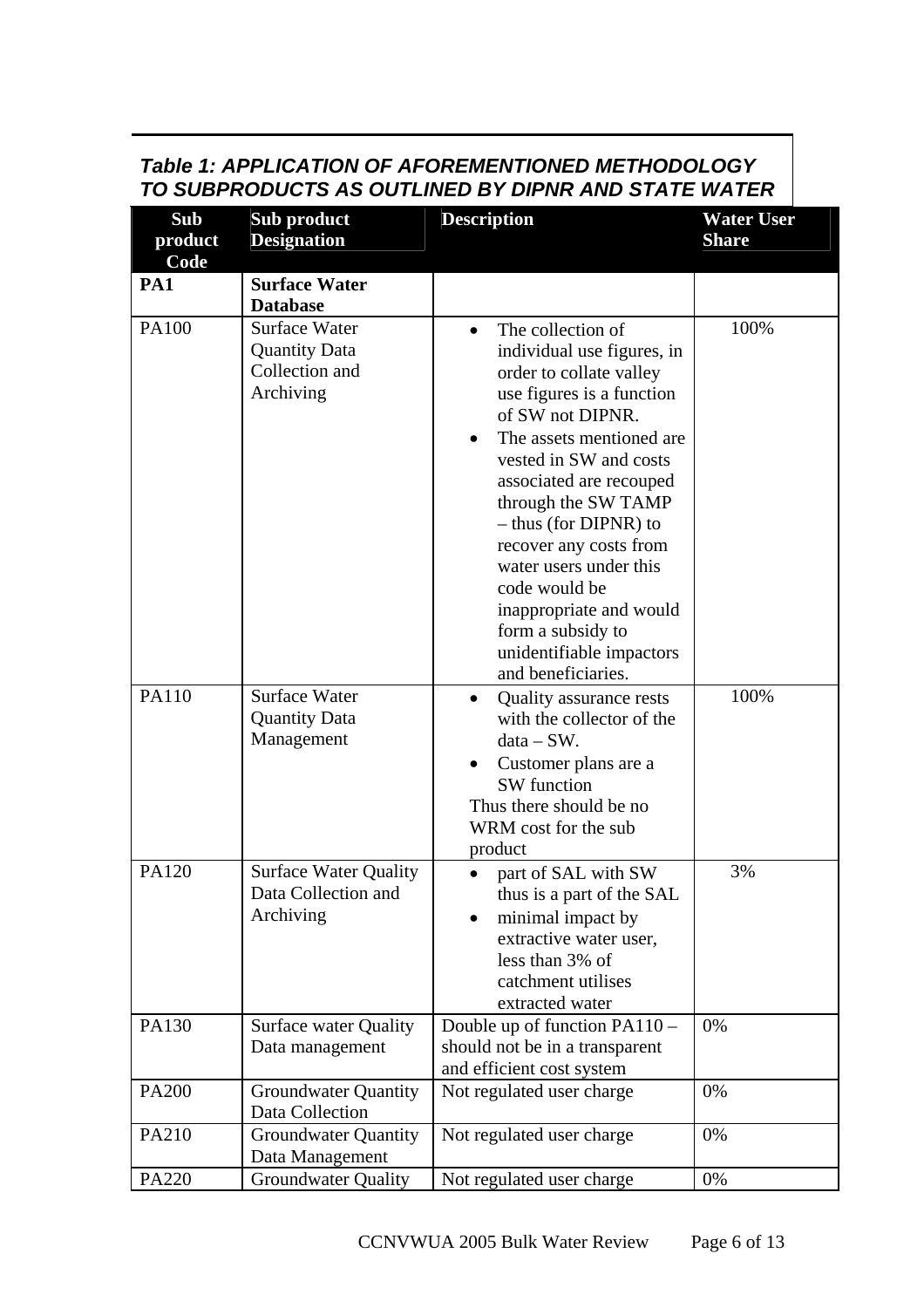***Table 1: APPLICATION OF AFOREMENTIONED METHODOLOGY TO SUBPRODUCTS AS OUTLINED BY DIPNR AND STATE WATER***

| Sub product Code | Sub product Designation | Description | Water User Share |
|---|---|---|---|
| **PA1** | **Surface Water Database** | | |
| PA100 | Surface Water Quantity Data Collection and Archiving | • The collection of individual use figures, in order to collate valley use figures is a function of SW not DIPNR.<br>• The assets mentioned are vested in SW and costs associated are recouped through the SW TAMP – thus (for DIPNR) to recover any costs from water users under this code would be inappropriate and would form a subsidy to unidentifiable impactors and beneficiaries. | 100% |
| PA110 | Surface Water Quantity Data Management | • Quality assurance rests with the collector of the data – SW.<br>• Customer plans are a SW function<br>Thus there should be no WRM cost for the sub product | 100% |
| PA120 | Surface Water Quality Data Collection and Archiving | • part of SAL with SW thus is a part of the SAL<br>• minimal impact by extractive water user, less than 3% of catchment utilises extracted water | 3% |
| PA130 | Surface water Quality Data management | Double up of function PA110 – should not be in a transparent and efficient cost system | 0% |
| PA200 | Groundwater Quantity Data Collection | Not regulated user charge | 0% |
| PA210 | Groundwater Quantity Data Management | Not regulated user charge | 0% |
| PA220 | Groundwater Quality | Not regulated user charge | 0% |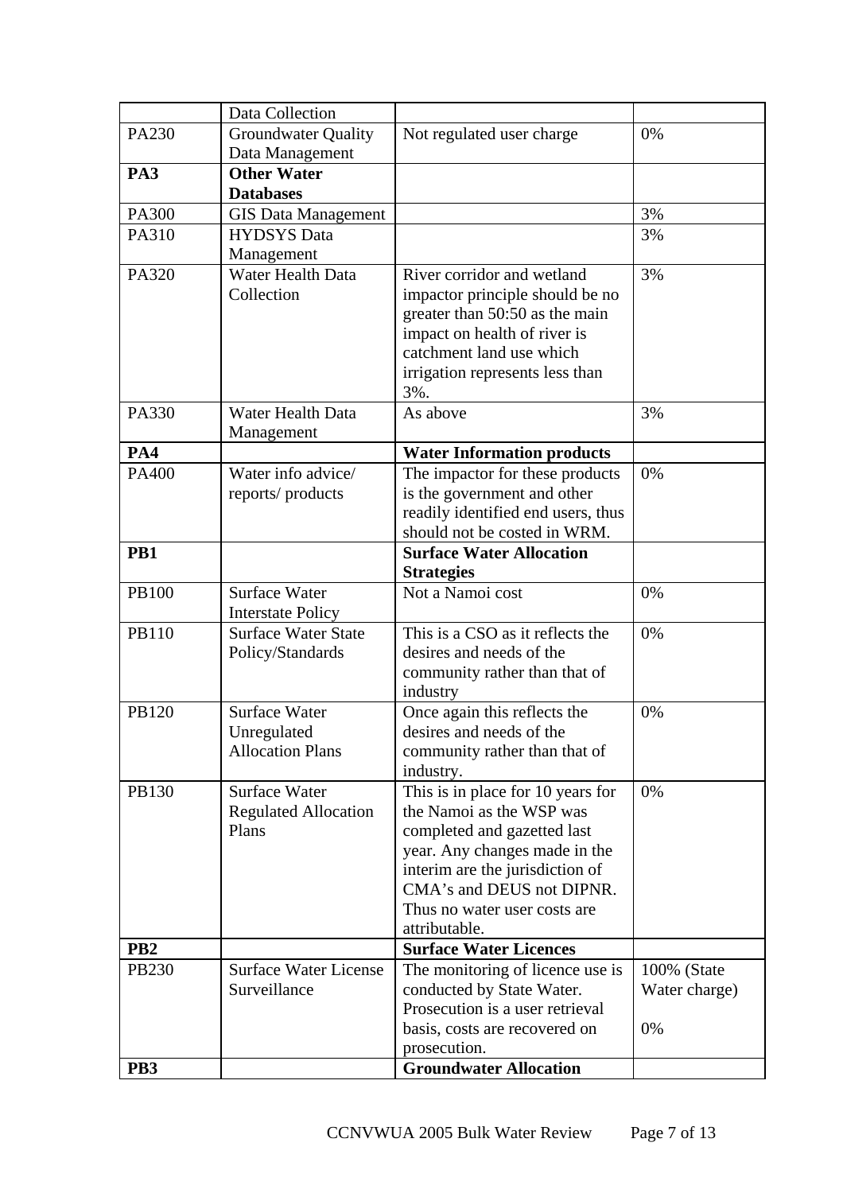| | | | |
|---|---|---|---|
| | Data Collection | | |
| PA230 | Groundwater Quality Data Management | Not regulated user charge | 0% |
| **PA3** | **Other Water Databases** | | |
| PA300 | GIS Data Management | | 3% |
| PA310 | HYDSYS Data Management | | 3% |
| PA320 | Water Health Data Collection | River corridor and wetland impactor principle should be no greater than 50:50 as the main impact on health of river is catchment land use which irrigation represents less than 3%. | 3% |
| PA330 | Water Health Data Management | As above | 3% |
| **PA4** | | **Water Information products** | |
| PA400 | Water info advice/ reports/ products | The impactor for these products is the government and other readily identified end users, thus should not be costed in WRM. | 0% |
| **PB1** | | **Surface Water Allocation Strategies** | |
| PB100 | Surface Water Interstate Policy | Not a Namoi cost | 0% |
| PB110 | Surface Water State Policy/Standards | This is a CSO as it reflects the desires and needs of the community rather than that of industry | 0% |
| PB120 | Surface Water Unregulated Allocation Plans | Once again this reflects the desires and needs of the community rather than that of industry. | 0% |
| PB130 | Surface Water Regulated Allocation Plans | This is in place for 10 years for the Namoi as the WSP was completed and gazetted last year. Any changes made in the interim are the jurisdiction of CMA's and DEUS not DIPNR. Thus no water user costs are attributable. | 0% |
| **PB2** | | **Surface Water Licences** | |
| PB230 | Surface Water License Surveillance | The monitoring of licence use is conducted by State Water. Prosecution is a user retrieval basis, costs are recovered on prosecution. | 100% (State Water charge)<br><br>0% |
| **PB3** | | **Groundwater Allocation** | |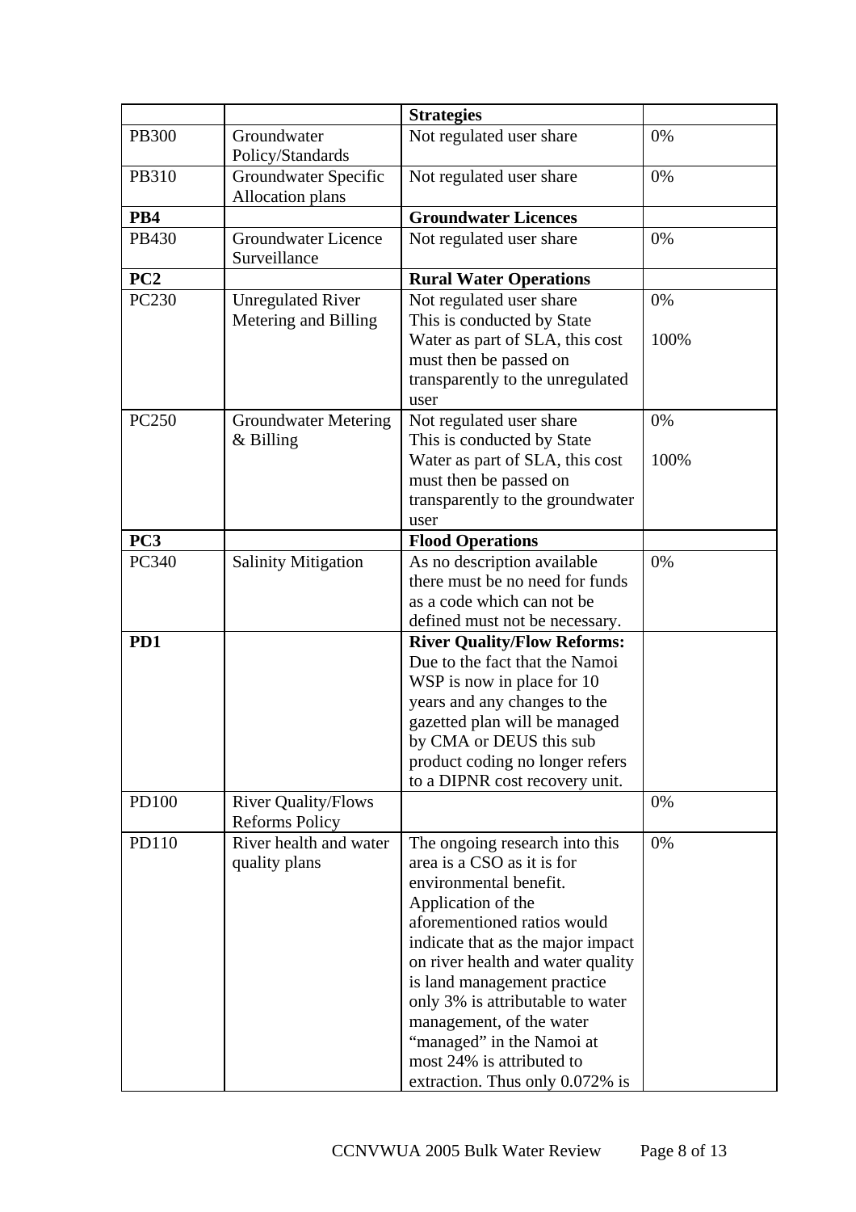| | | Strategies | |
|---|---|---|---|
| PB300 | Groundwater Policy/Standards | Not regulated user share | 0% |
| PB310 | Groundwater Specific Allocation plans | Not regulated user share | 0% |
| **PB4** | | **Groundwater Licences** | |
| PB430 | Groundwater Licence Surveillance | Not regulated user share | 0% |
| **PC2** | | **Rural Water Operations** | |
| PC230 | Unregulated River Metering and Billing | Not regulated user share<br>This is conducted by State Water as part of SLA, this cost must then be passed on transparently to the unregulated user | 0%<br><br>100% |
| PC250 | Groundwater Metering & Billing | Not regulated user share<br>This is conducted by State Water as part of SLA, this cost must then be passed on transparently to the groundwater user | 0%<br><br>100% |
| **PC3** | | **Flood Operations** | |
| PC340 | Salinity Mitigation | As no description available there must be no need for funds as a code which can not be defined must not be necessary. | 0% |
| **PD1** | | **River Quality/Flow Reforms:** Due to the fact that the Namoi WSP is now in place for 10 years and any changes to the gazetted plan will be managed by CMA or DEUS this sub product coding no longer refers to a DIPNR cost recovery unit. | |
| PD100 | River Quality/Flows Reforms Policy | | 0% |
| PD110 | River health and water quality plans | The ongoing research into this area is a CSO as it is for environmental benefit. Application of the aforementioned ratios would indicate that as the major impact on river health and water quality is land management practice only 3% is attributable to water management, of the water "managed" in the Namoi at most 24% is attributed to extraction. Thus only 0.072% is | 0% |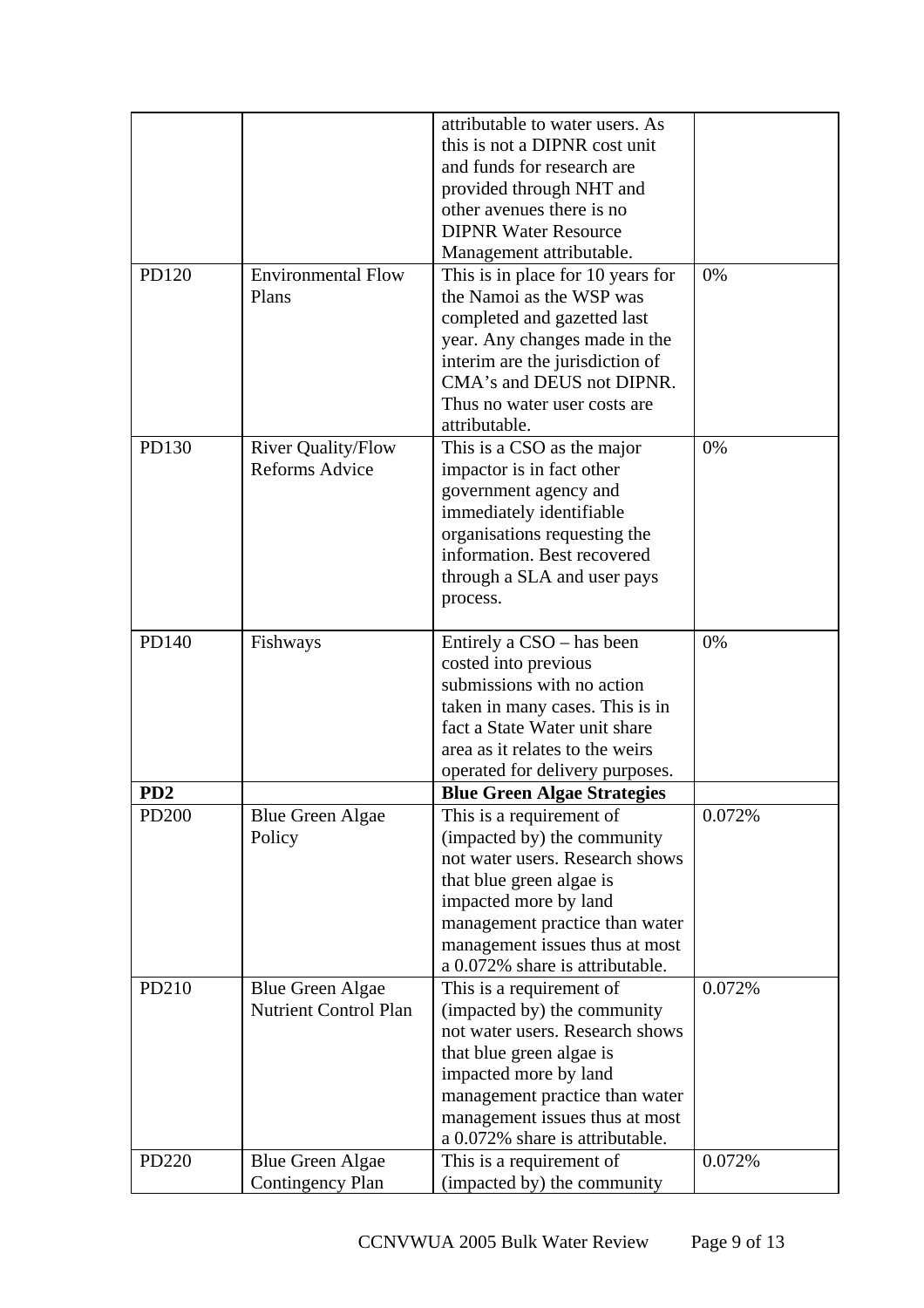| | | | |
|---|---|---|---|
| | | attributable to water users. As this is not a DIPNR cost unit and funds for research are provided through NHT and other avenues there is no DIPNR Water Resource Management attributable. | |
| PD120 | Environmental Flow Plans | This is in place for 10 years for the Namoi as the WSP was completed and gazetted last year. Any changes made in the interim are the jurisdiction of CMA's and DEUS not DIPNR. Thus no water user costs are attributable. | 0% |
| PD130 | River Quality/Flow Reforms Advice | This is a CSO as the major impactor is in fact other government agency and immediately identifiable organisations requesting the information. Best recovered through a SLA and user pays process. | 0% |
| PD140 | Fishways | Entirely a CSO – has been costed into previous submissions with no action taken in many cases. This is in fact a State Water unit share area as it relates to the weirs operated for delivery purposes. | 0% |
| **PD2** | | **Blue Green Algae Strategies** | |
| PD200 | Blue Green Algae Policy | This is a requirement of (impacted by) the community not water users. Research shows that blue green algae is impacted more by land management practice than water management issues thus at most a 0.072% share is attributable. | 0.072% |
| PD210 | Blue Green Algae Nutrient Control Plan | This is a requirement of (impacted by) the community not water users. Research shows that blue green algae is impacted more by land management practice than water management issues thus at most a 0.072% share is attributable. | 0.072% |
| PD220 | Blue Green Algae Contingency Plan | This is a requirement of (impacted by) the community | 0.072% |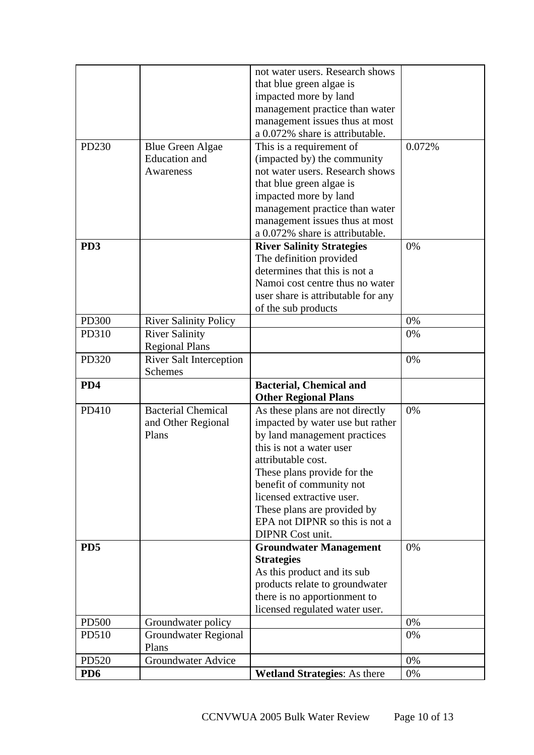| | | | |
|---|---|---|---|
| | | not water users. Research shows that blue green algae is impacted more by land management practice than water management issues thus at most a 0.072% share is attributable. | |
| PD230 | Blue Green Algae Education and Awareness | This is a requirement of (impacted by) the community not water users. Research shows that blue green algae is impacted more by land management practice than water management issues thus at most a 0.072% share is attributable. | 0.072% |
| **PD3** | | **River Salinity Strategies** The definition provided determines that this is not a Namoi cost centre thus no water user share is attributable for any of the sub products | 0% |
| PD300 | River Salinity Policy | | 0% |
| PD310 | River Salinity Regional Plans | | 0% |
| PD320 | River Salt Interception Schemes | | 0% |
| **PD4** | | **Bacterial, Chemical and Other Regional Plans** | |
| PD410 | Bacterial Chemical and Other Regional Plans | As these plans are not directly impacted by water use but rather by land management practices this is not a water user attributable cost. These plans provide for the benefit of community not licensed extractive user. These plans are provided by EPA not DIPNR so this is not a DIPNR Cost unit. | 0% |
| **PD5** | | **Groundwater Management Strategies** As this product and its sub products relate to groundwater there is no apportionment to licensed regulated water user. | 0% |
| PD500 | Groundwater policy | | 0% |
| PD510 | Groundwater Regional Plans | | 0% |
| PD520 | Groundwater Advice | | 0% |
| **PD6** | | **Wetland Strategies**: As there | 0% |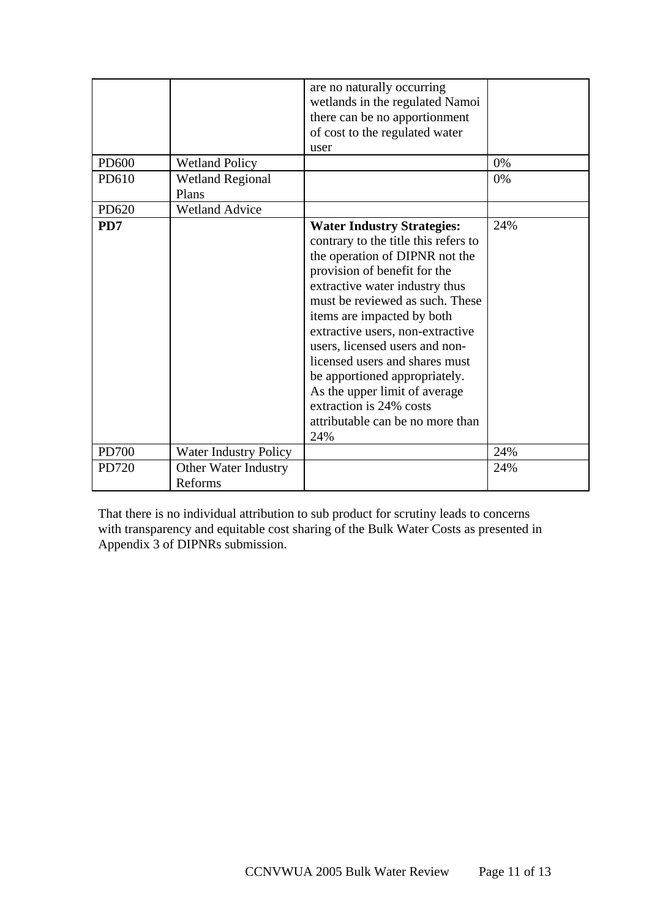| | | | |
|---|---|---|---|
| | | are no naturally occurring wetlands in the regulated Namoi there can be no apportionment of cost to the regulated water user | |
| PD600 | Wetland Policy | | 0% |
| PD610 | Wetland Regional Plans | | 0% |
| PD620 | Wetland Advice | | |
| **PD7** | | **Water Industry Strategies:** contrary to the title this refers to the operation of DIPNR not the provision of benefit for the extractive water industry thus must be reviewed as such. These items are impacted by both extractive users, non-extractive users, licensed users and non-licensed users and shares must be apportioned appropriately. As the upper limit of average extraction is 24% costs attributable can be no more than 24% | 24% |
| PD700 | Water Industry Policy | | 24% |
| PD720 | Other Water Industry Reforms | | 24% |

That there is no individual attribution to sub product for scrutiny leads to concerns with transparency and equitable cost sharing of the Bulk Water Costs as presented in Appendix 3 of DIPNRs submission.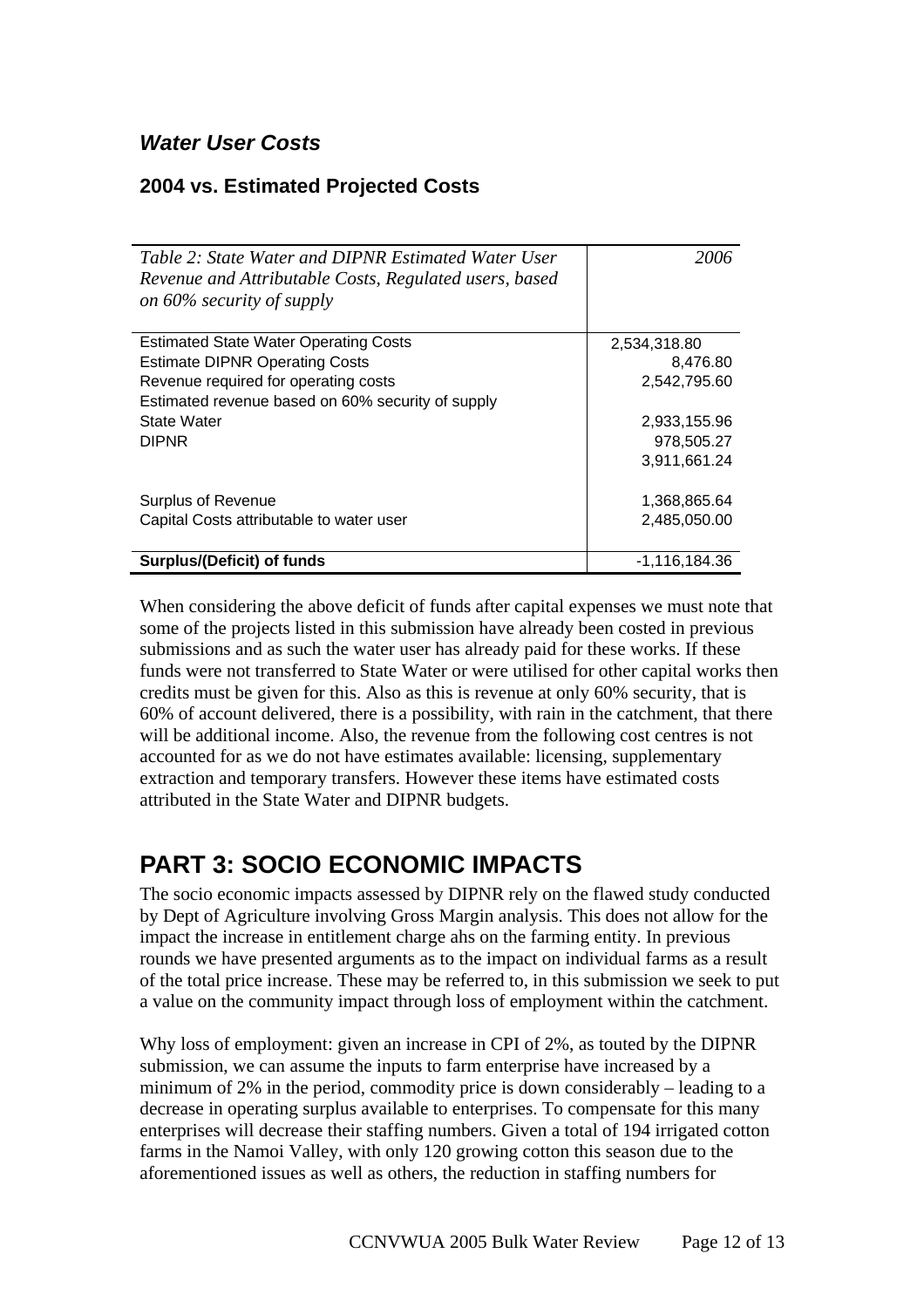### *Water User Costs*

#### 2004 vs. Estimated Projected Costs

| *Table 2: State Water and DIPNR Estimated Water User Revenue and Attributable Costs, Regulated users, based on 60% security of supply* | *2006* |
|---|---|
| Estimated State Water Operating Costs | 2,534,318.80 |
| Estimate DIPNR Operating Costs | 8,476.80 |
| Revenue required for operating costs | 2,542,795.60 |
| Estimated revenue based on 60% security of supply | |
| State Water | 2,933,155.96 |
| DIPNR | 978,505.27 |
| | 3,911,661.24 |
| Surplus of Revenue | 1,368,865.64 |
| Capital Costs attributable to water user | 2,485,050.00 |
| **Surplus/(Deficit) of funds** | -1,116,184.36 |

When considering the above deficit of funds after capital expenses we must note that some of the projects listed in this submission have already been costed in previous submissions and as such the water user has already paid for these works. If these funds were not transferred to State Water or were utilised for other capital works then credits must be given for this. Also as this is revenue at only 60% security, that is 60% of account delivered, there is a possibility, with rain in the catchment, that there will be additional income. Also, the revenue from the following cost centres is not accounted for as we do not have estimates available: licensing, supplementary extraction and temporary transfers. However these items have estimated costs attributed in the State Water and DIPNR budgets.

# PART 3: SOCIO ECONOMIC IMPACTS

The socio economic impacts assessed by DIPNR rely on the flawed study conducted by Dept of Agriculture involving Gross Margin analysis. This does not allow for the impact the increase in entitlement charge ahs on the farming entity. In previous rounds we have presented arguments as to the impact on individual farms as a result of the total price increase. These may be referred to, in this submission we seek to put a value on the community impact through loss of employment within the catchment.

Why loss of employment: given an increase in CPI of 2%, as touted by the DIPNR submission, we can assume the inputs to farm enterprise have increased by a minimum of 2% in the period, commodity price is down considerably – leading to a decrease in operating surplus available to enterprises. To compensate for this many enterprises will decrease their staffing numbers. Given a total of 194 irrigated cotton farms in the Namoi Valley, with only 120 growing cotton this season due to the aforementioned issues as well as others, the reduction in staffing numbers for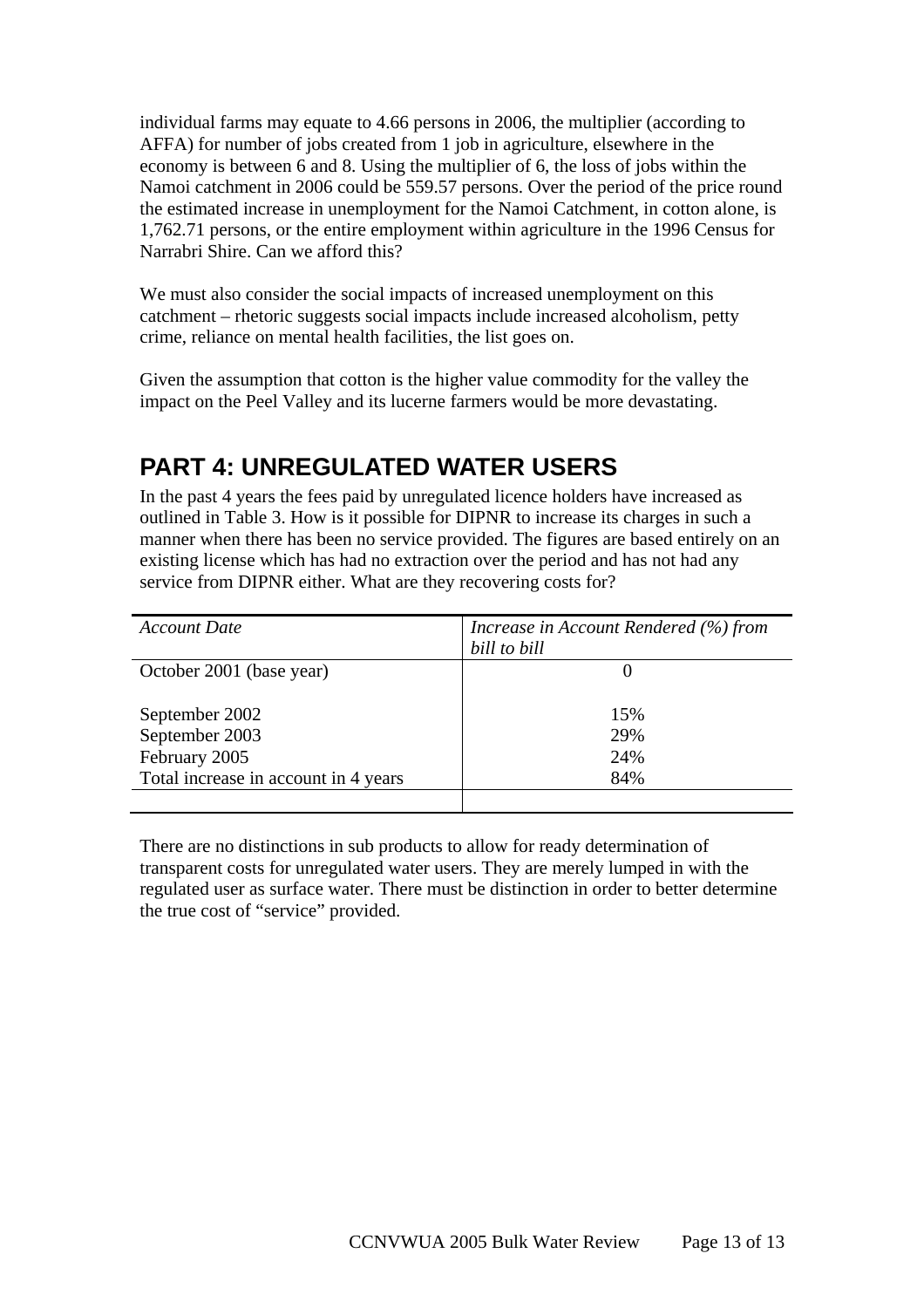individual farms may equate to 4.66 persons in 2006, the multiplier (according to AFFA) for number of jobs created from 1 job in agriculture, elsewhere in the economy is between 6 and 8. Using the multiplier of 6, the loss of jobs within the Namoi catchment in 2006 could be 559.57 persons. Over the period of the price round the estimated increase in unemployment for the Namoi Catchment, in cotton alone, is 1,762.71 persons, or the entire employment within agriculture in the 1996 Census for Narrabri Shire. Can we afford this?

We must also consider the social impacts of increased unemployment on this catchment – rhetoric suggests social impacts include increased alcoholism, petty crime, reliance on mental health facilities, the list goes on.

Given the assumption that cotton is the higher value commodity for the valley the impact on the Peel Valley and its lucerne farmers would be more devastating.

## PART 4: UNREGULATED WATER USERS

In the past 4 years the fees paid by unregulated licence holders have increased as outlined in Table 3. How is it possible for DIPNR to increase its charges in such a manner when there has been no service provided. The figures are based entirely on an existing license which has had no extraction over the period and has not had any service from DIPNR either. What are they recovering costs for?

| *Account Date* | *Increase in Account Rendered (%) from bill to bill* |
|---|---|
| October 2001 (base year) | 0 |
| September 2002 | 15% |
| September 2003 | 29% |
| February 2005 | 24% |
| Total increase in account in 4 years | 84% |

There are no distinctions in sub products to allow for ready determination of transparent costs for unregulated water users. They are merely lumped in with the regulated user as surface water. There must be distinction in order to better determine the true cost of "service" provided.